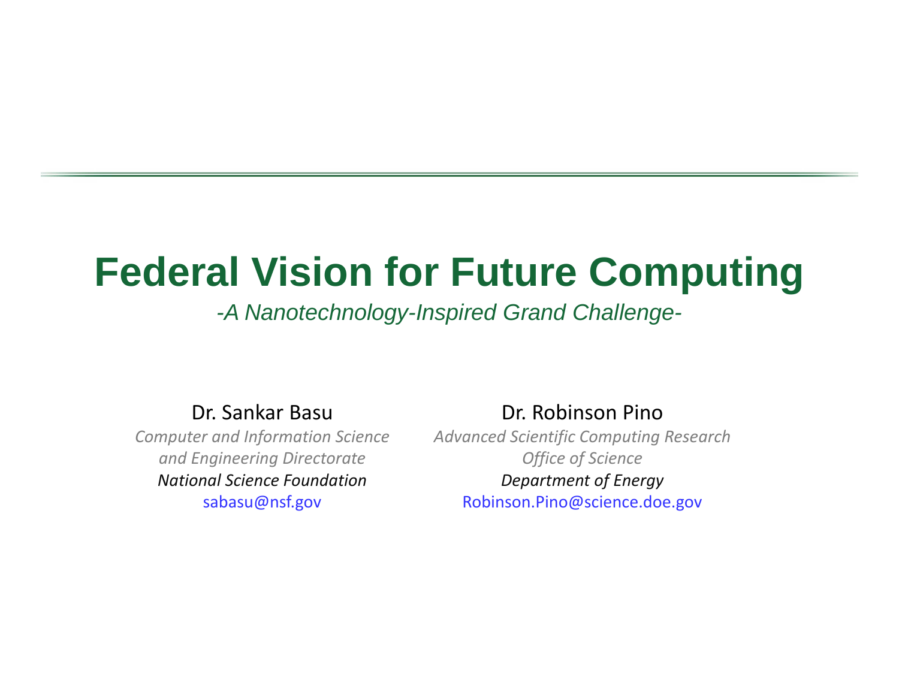# Federal Vision for Future Computing

*-A Nanotechnology-Inspired Grand Challenge-*

Dr. Sankar Basu

*Computer and Information Science and Engineering Directorate*

*National Science Foundation*

sabasu@nsf.gov

Dr. Robinson Pino

*Advanced Scientific Computing Research*

*Office of Science*

*Department of Energy*

Robinson.Pino@science.doe.gov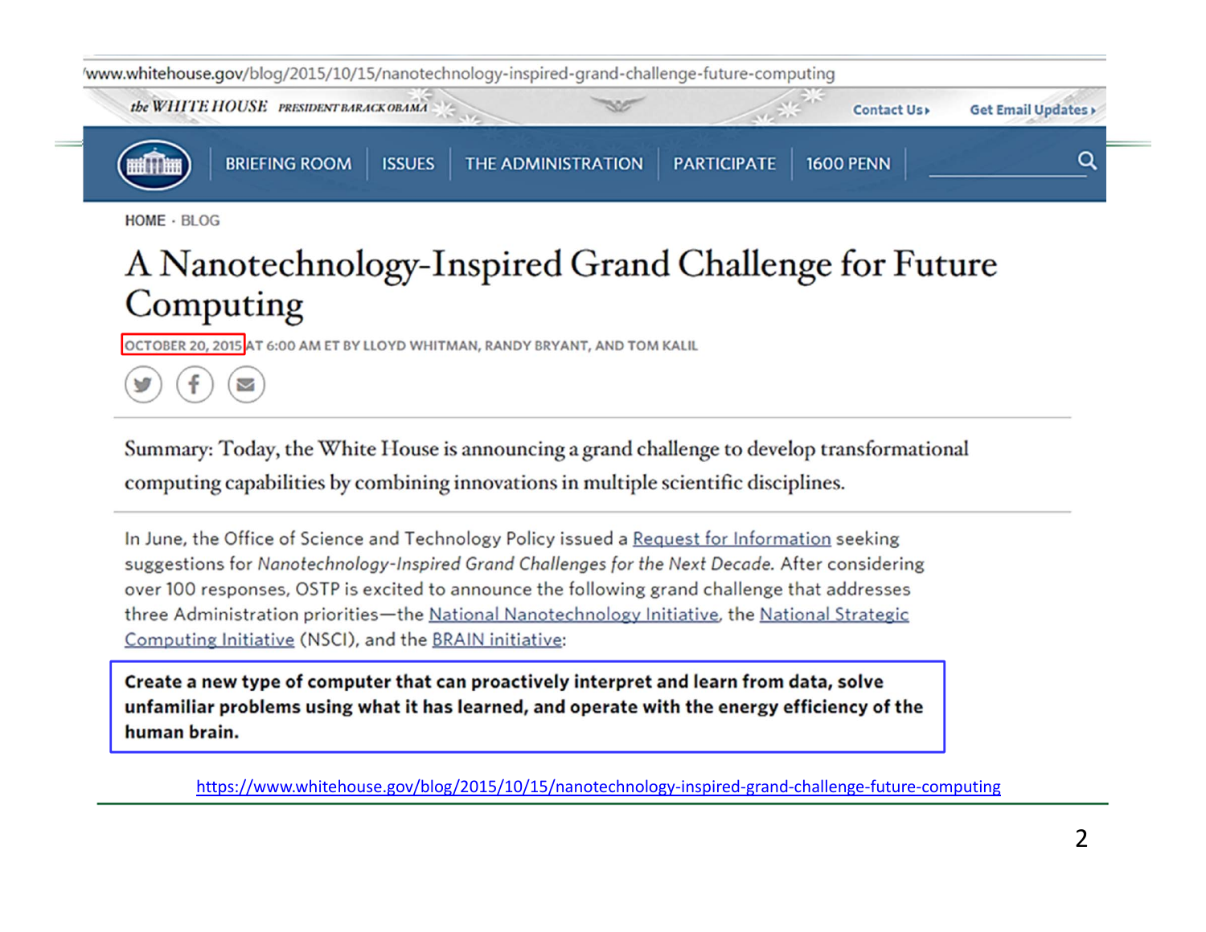www.whitehouse.gov/blog/2015/10/15/nanotechnology-inspired-grand-challenge-future-computing

the WHITE HOUSE PRESIDENT BARACK OBAMA — Contact Us › Get Email Updates ›

BRIEFING ROOM | ISSUES | THE ADMINISTRATION | PARTICIPATE | 1600 PENN

HOME · BLOG

# A Nanotechnology-Inspired Grand Challenge for Future Computing

OCTOBER 20, 2015 AT 6:00 AM ET BY LLOYD WHITMAN, RANDY BRYANT, AND TOM KALIL

Summary: Today, the White House is announcing a grand challenge to develop transformational computing capabilities by combining innovations in multiple scientific disciplines.

In June, the Office of Science and Technology Policy issued a Request for Information seeking suggestions for *Nanotechnology-Inspired Grand Challenges for the Next Decade*. After considering over 100 responses, OSTP is excited to announce the following grand challenge that addresses three Administration priorities—the National Nanotechnology Initiative, the National Strategic Computing Initiative (NSCI), and the BRAIN initiative:

**Create a new type of computer that can proactively interpret and learn from data, solve unfamiliar problems using what it has learned, and operate with the energy efficiency of the human brain.**

https://www.whitehouse.gov/blog/2015/10/15/nanotechnology-inspired-grand-challenge-future-computing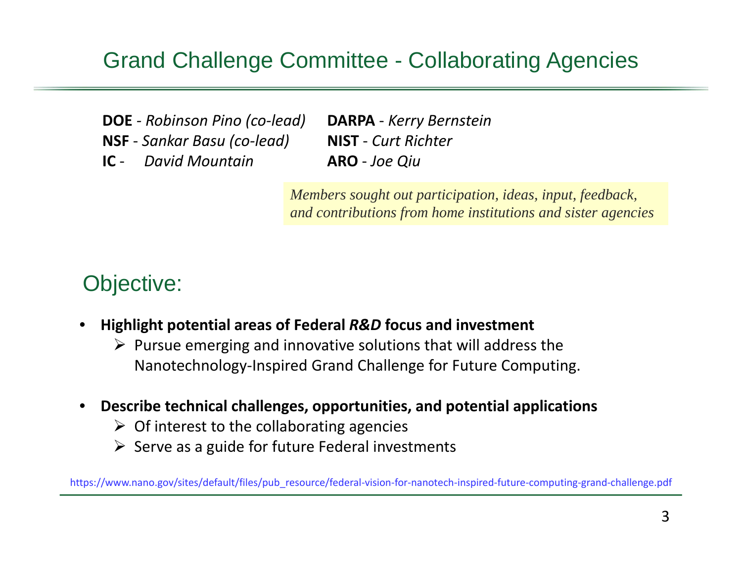# Grand Challenge Committee - Collaborating Agencies

**DOE** - *Robinson Pino (co-lead)*
**NSF** - *Sankar Basu (co-lead)*
**IC** - *David Mountain*
**DARPA** - *Kerry Bernstein*
**NIST** - *Curt Richter*
**ARO** - *Joe Qiu*

*Members sought out participation, ideas, input, feedback, and contributions from home institutions and sister agencies*

## Objective:

- **Highlight potential areas of Federal *R&D* focus and investment**
  - Pursue emerging and innovative solutions that will address the Nanotechnology-Inspired Grand Challenge for Future Computing.
- **Describe technical challenges, opportunities, and potential applications**
  - Of interest to the collaborating agencies
  - Serve as a guide for future Federal investments

https://www.nano.gov/sites/default/files/pub_resource/federal-vision-for-nanotech-inspired-future-computing-grand-challenge.pdf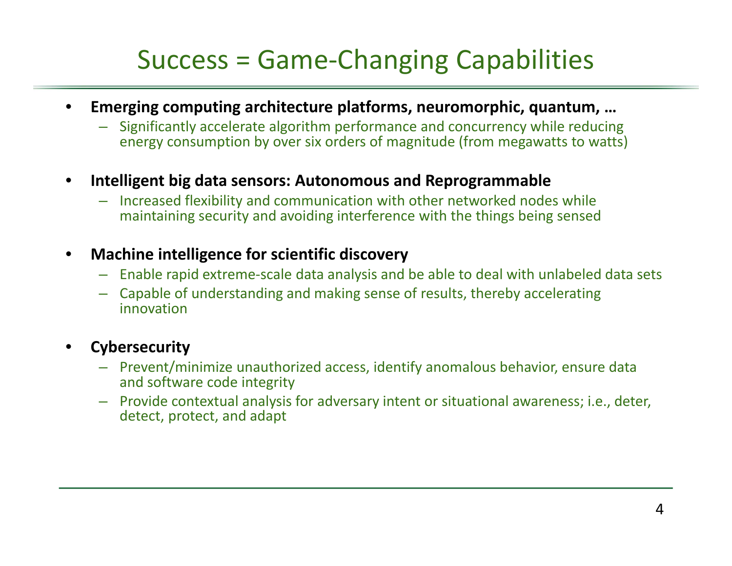# Success = Game-Changing Capabilities

- **Emerging computing architecture platforms, neuromorphic, quantum, …**
  - Significantly accelerate algorithm performance and concurrency while reducing energy consumption by over six orders of magnitude (from megawatts to watts)

- **Intelligent big data sensors: Autonomous and Reprogrammable**
  - Increased flexibility and communication with other networked nodes while maintaining security and avoiding interference with the things being sensed

- **Machine intelligence for scientific discovery**
  - Enable rapid extreme-scale data analysis and be able to deal with unlabeled data sets
  - Capable of understanding and making sense of results, thereby accelerating innovation

- **Cybersecurity**
  - Prevent/minimize unauthorized access, identify anomalous behavior, ensure data and software code integrity
  - Provide contextual analysis for adversary intent or situational awareness; i.e., deter, detect, protect, and adapt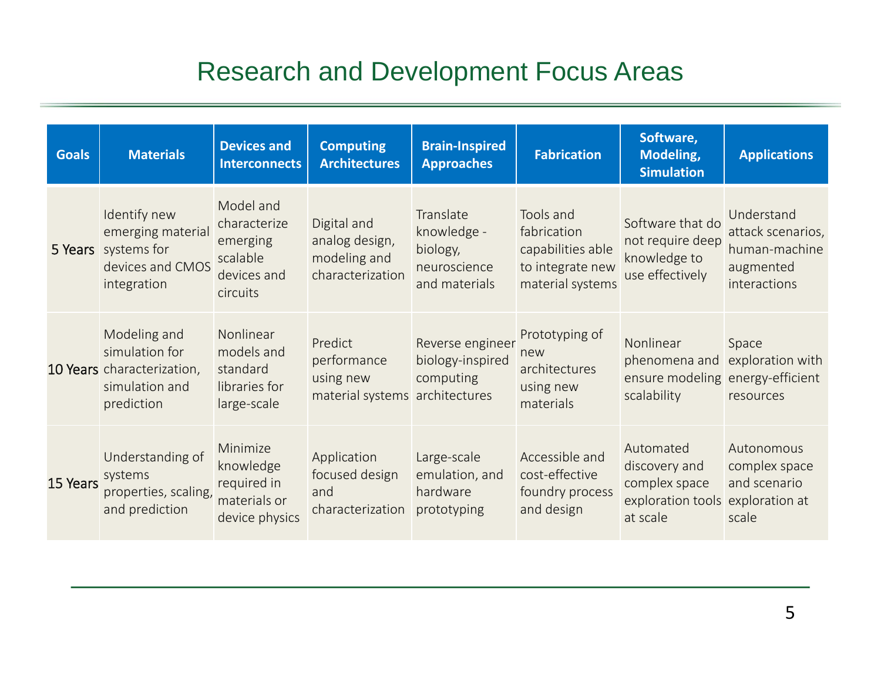# Research and Development Focus Areas

| Goals | Materials | Devices and Interconnects | Computing Architectures | Brain-Inspired Approaches | Fabrication | Software, Modeling, Simulation | Applications |
|---|---|---|---|---|---|---|---|
| 5 Years | Identify new emerging material systems for devices and CMOS integration | Model and characterize emerging scalable devices and circuits | Digital and analog design, modeling and characterization | Translate knowledge - biology, neuroscience and materials | Tools and fabrication capabilities able to integrate new material systems | Software that do not require deep knowledge to use effectively | Understand attack scenarios, human-machine augmented interactions |
| 10 Years | Modeling and simulation for characterization, simulation and prediction | Nonlinear models and standard libraries for large-scale | Predict performance using new material systems | Reverse engineer biology-inspired computing architectures | Prototyping of new architectures using new materials | Nonlinear phenomena and ensure modeling scalability | Space exploration with energy-efficient resources |
| 15 Years | Understanding of systems properties, scaling, and prediction | Minimize knowledge required in materials or device physics | Application focused design and characterization | Large-scale emulation, and hardware prototyping | Accessible and cost-effective foundry process and design | Automated discovery and complex space exploration tools at scale | Autonomous complex space and scenario exploration at scale |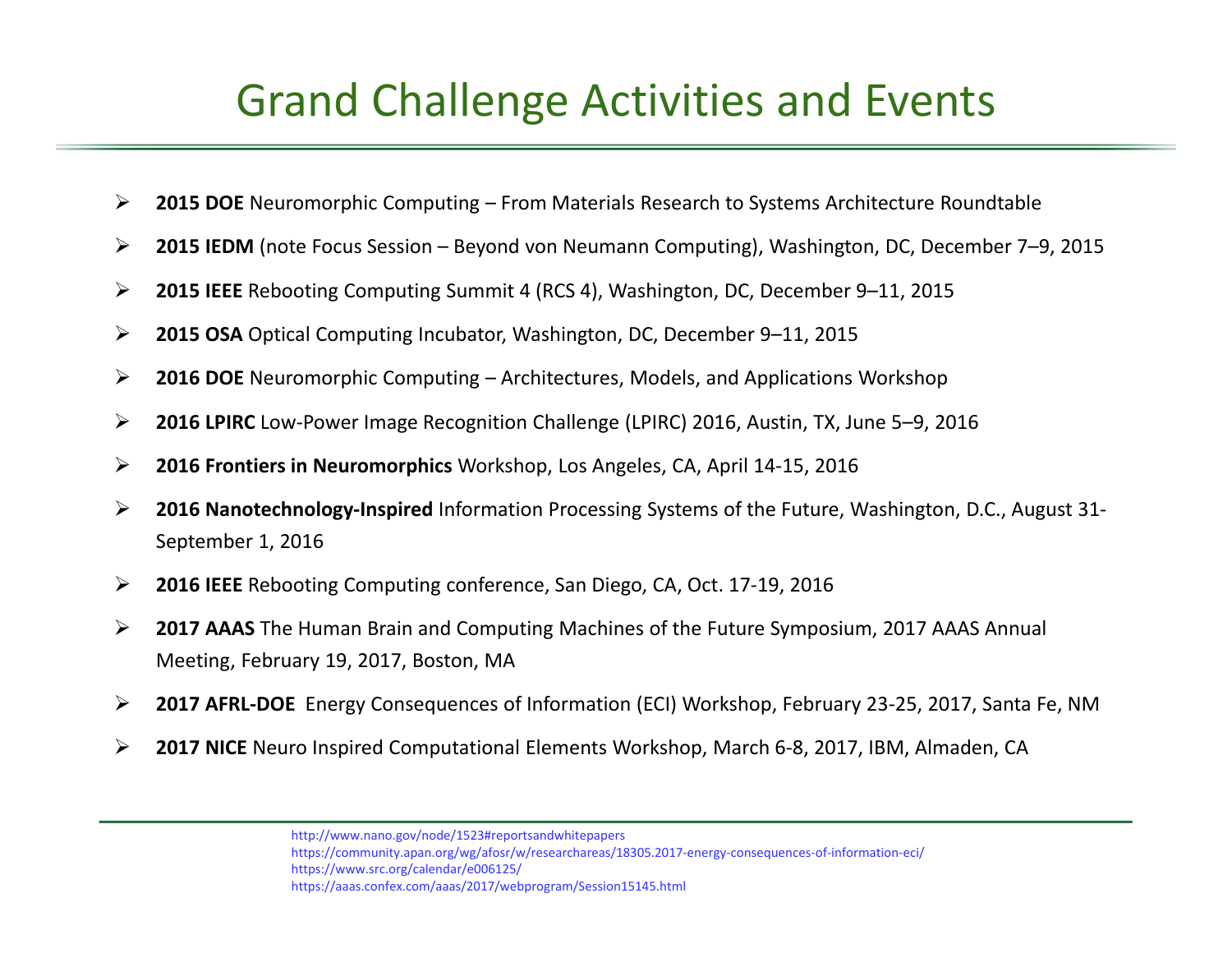# Grand Challenge Activities and Events

- **2015 DOE** Neuromorphic Computing – From Materials Research to Systems Architecture Roundtable
- **2015 IEDM** (note Focus Session – Beyond von Neumann Computing), Washington, DC, December 7–9, 2015
- **2015 IEEE** Rebooting Computing Summit 4 (RCS 4), Washington, DC, December 9–11, 2015
- **2015 OSA** Optical Computing Incubator, Washington, DC, December 9–11, 2015
- **2016 DOE** Neuromorphic Computing – Architectures, Models, and Applications Workshop
- **2016 LPIRC** Low-Power Image Recognition Challenge (LPIRC) 2016, Austin, TX, June 5–9, 2016
- **2016 Frontiers in Neuromorphics** Workshop, Los Angeles, CA, April 14-15, 2016
- **2016 Nanotechnology-Inspired** Information Processing Systems of the Future, Washington, D.C., August 31-September 1, 2016
- **2016 IEEE** Rebooting Computing conference, San Diego, CA, Oct. 17-19, 2016
- **2017 AAAS** The Human Brain and Computing Machines of the Future Symposium, 2017 AAAS Annual Meeting, February 19, 2017, Boston, MA
- **2017 AFRL-DOE** Energy Consequences of Information (ECI) Workshop, February 23-25, 2017, Santa Fe, NM
- **2017 NICE** Neuro Inspired Computational Elements Workshop, March 6-8, 2017, IBM, Almaden, CA

http://www.nano.gov/node/1523#reportsandwhitepapers
https://community.apan.org/wg/afosr/w/researchareas/18305.2017-energy-consequences-of-information-eci/
https://www.src.org/calendar/e006125/
https://aaas.confex.com/aaas/2017/webprogram/Session15145.html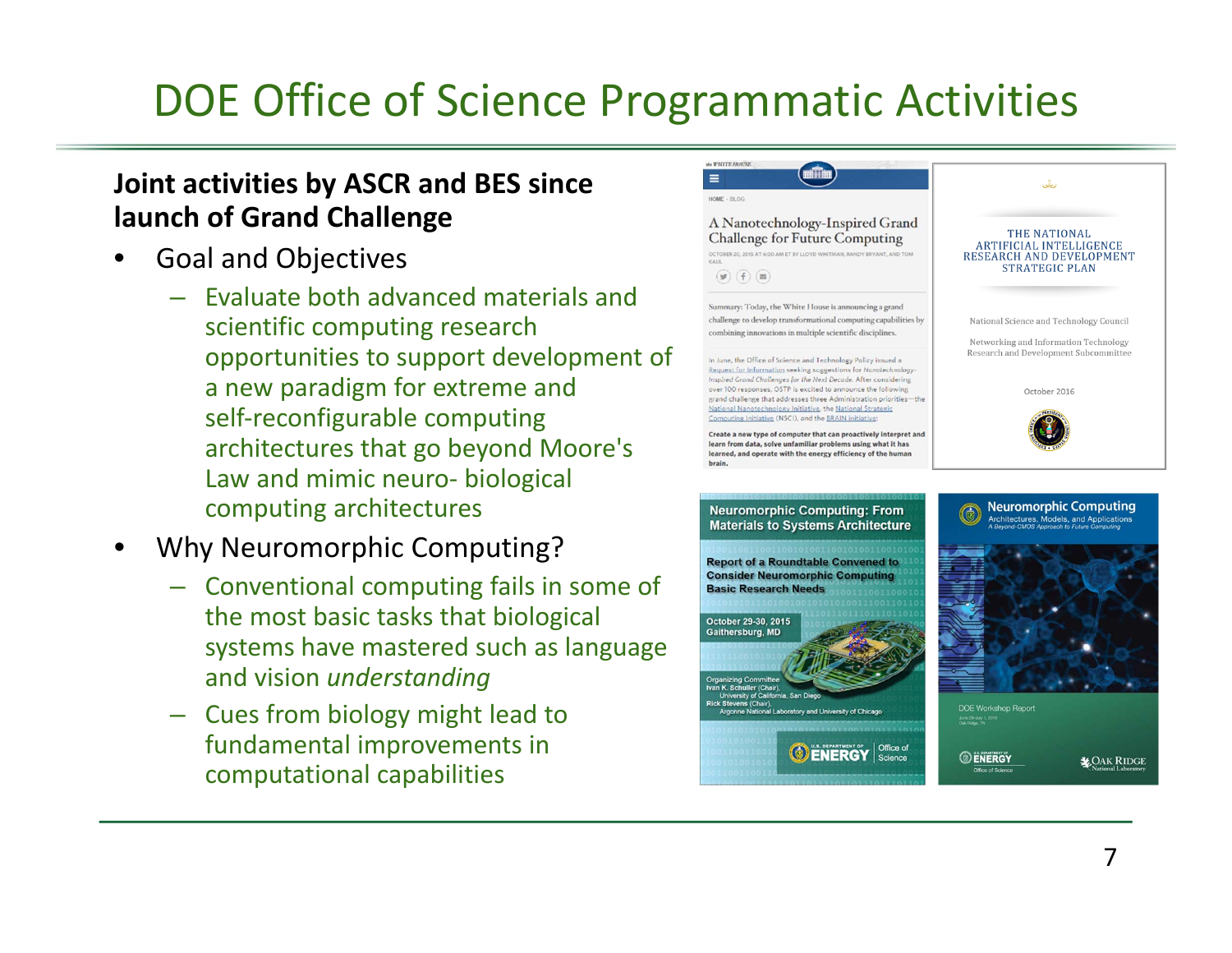# DOE Office of Science Programmatic Activities

**Joint activities by ASCR and BES since launch of Grand Challenge**

- Goal and Objectives
  - Evaluate both advanced materials and scientific computing research opportunities to support development of a new paradigm for extreme and self-reconfigurable computing architectures that go beyond Moore's Law and mimic neuro- biological computing architectures
- Why Neuromorphic Computing?
  - Conventional computing fails in some of the most basic tasks that biological systems have mastered such as language and vision *understanding*
  - Cues from biology might lead to fundamental improvements in computational capabilities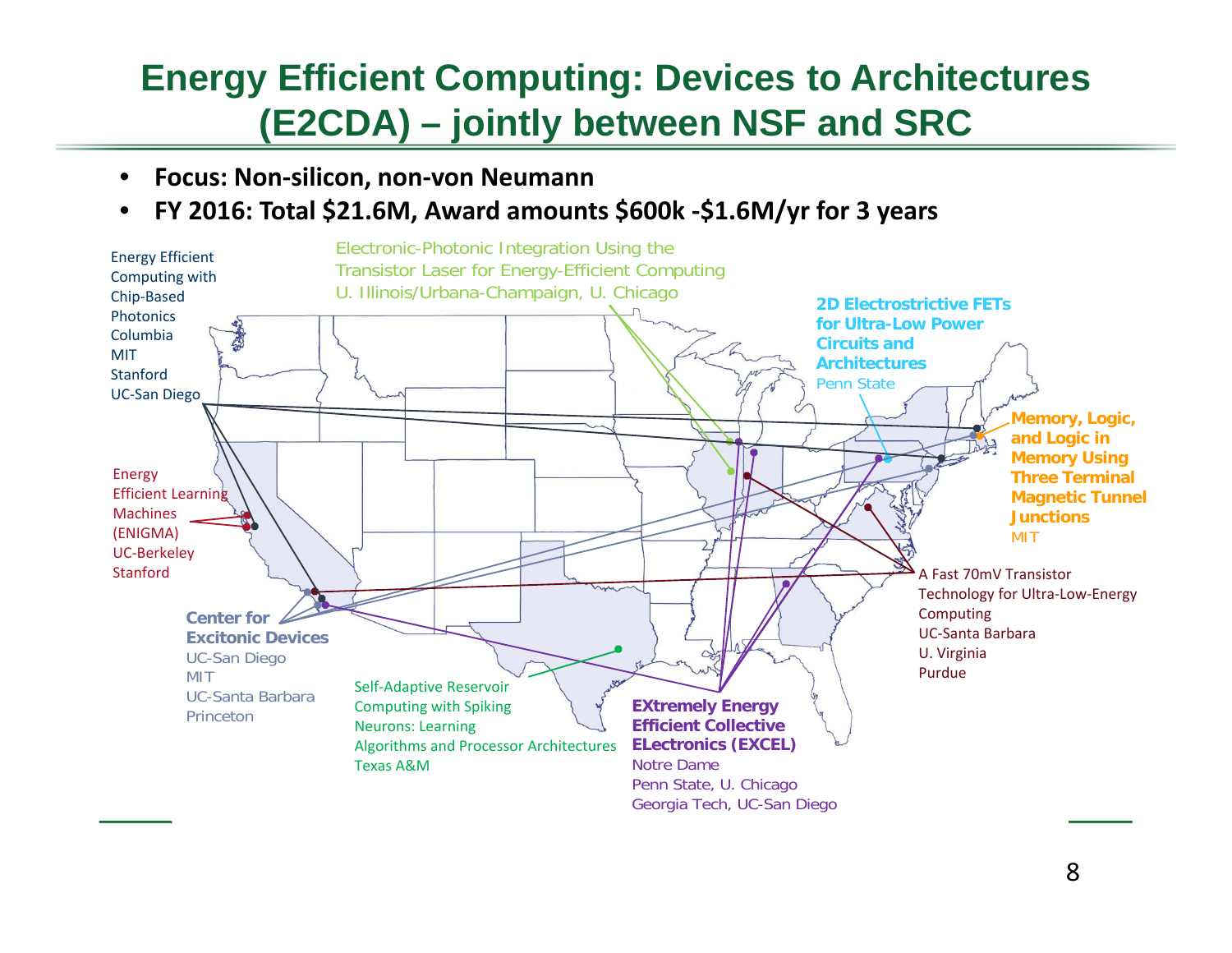# Energy Efficient Computing: Devices to Architectures (E2CDA) – jointly between NSF and SRC

- **Focus: Non-silicon, non-von Neumann**
- **FY 2016: Total $21.6M, Award amounts $600k -$1.6M/yr for 3 years**

Energy Efficient Computing with Chip-Based Photonics
Columbia
MIT
Stanford
UC-San Diego

Electronic-Photonic Integration Using the Transistor Laser for Energy-Efficient Computing
U. Illinois/Urbana-Champaign, U. Chicago

**2D Electrostrictive FETs for Ultra-Low Power Circuits and Architectures**
Penn State

**Memory, Logic, and Logic in Memory Using Three Terminal Magnetic Tunnel Junctions**
MIT

Energy Efficient Learning Machines (ENIGMA)
UC-Berkeley
Stanford

A Fast 70mV Transistor Technology for Ultra-Low-Energy Computing
UC-Santa Barbara
U. Virginia
Purdue

**Center for Excitonic Devices**
UC-San Diego
MIT
UC-Santa Barbara
Princeton

Self-Adaptive Reservoir Computing with Spiking Neurons: Learning Algorithms and Processor Architectures
Texas A&M

**EXtremely Energy Efficient Collective ELectronics (EXCEL)**
Notre Dame
Penn State, U. Chicago
Georgia Tech, UC-San Diego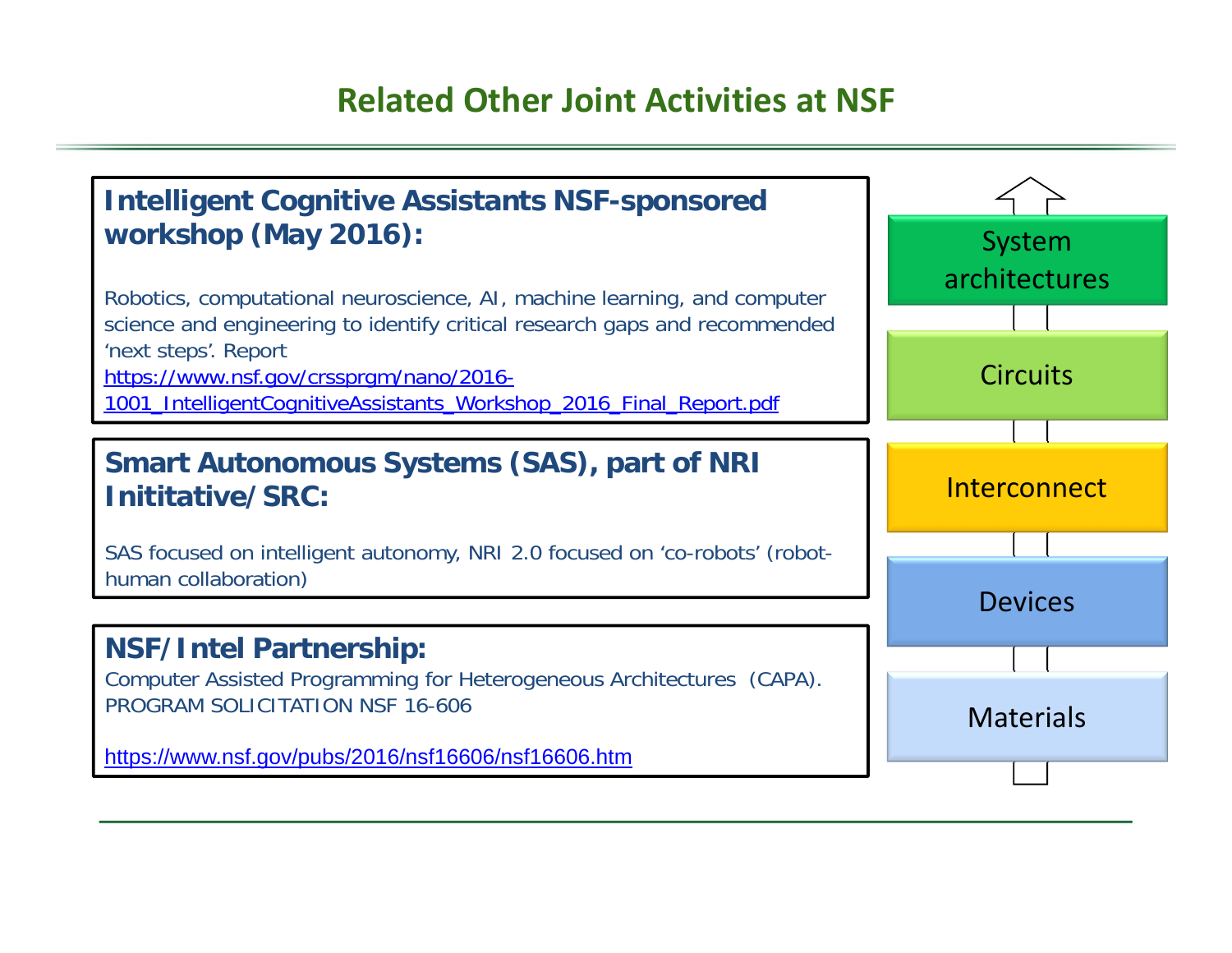# Related Other Joint Activities at NSF

## Intelligent Cognitive Assistants NSF-sponsored workshop (May 2016):

Robotics, computational neuroscience, AI, machine learning, and computer science and engineering to identify critical research gaps and recommended 'next steps'. Report https://www.nsf.gov/crssprgm/nano/2016-1001_IntelligentCognitiveAssistants_Workshop_2016_Final_Report.pdf

## Smart Autonomous Systems (SAS), part of NRI Inititative/SRC:

SAS focused on intelligent autonomy, NRI 2.0 focused on 'co-robots' (robot-human collaboration)

## NSF/Intel Partnership:

Computer Assisted Programming for Heterogeneous Architectures (CAPA). PROGRAM SOLICITATION NSF 16-606

https://www.nsf.gov/pubs/2016/nsf16606/nsf16606.htm

System architectures

Circuits

Interconnect

Devices

Materials